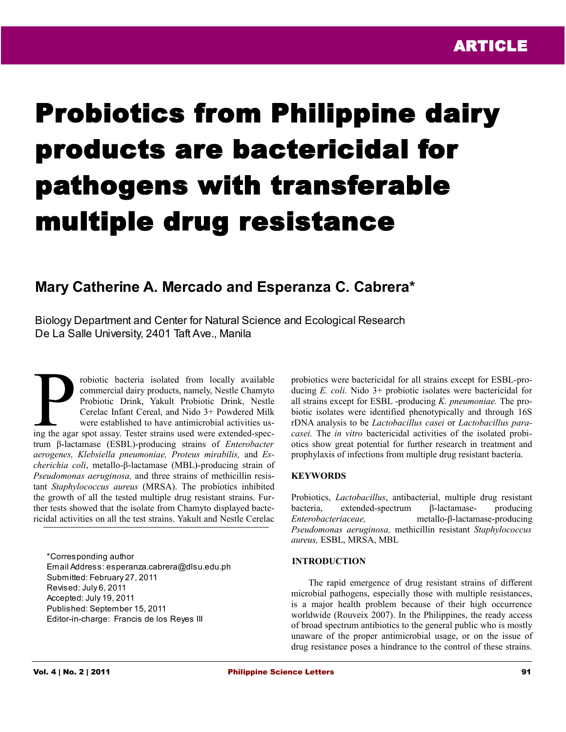ARTICLE

# Probiotics from Philippine dairy products are bactericidal for pathogens with transferable multiple drug resistance

**Mary Catherine A. Mercado and Esperanza C. Cabrera***

Biology Department and Center for Natural Science and Ecological Research
De La Salle University, 2401 Taft Ave., Manila

Probiotic bacteria isolated from locally available commercial dairy products, namely, Nestle Chamyto Probiotic Drink, Yakult Probiotic Drink, Nestle Cerelac Infant Cereal, and Nido 3+ Powdered Milk were established to have antimicrobial activities using the agar spot assay. Tester strains used were extended-spectrum β-lactamase (ESBL)-producing strains of *Enterobacter aerogenes, Klebsiella pneumoniae, Proteus mirabilis,* and *Escherichia coli*, metallo-β-lactamase (MBL)-producing strain of *Pseudomonas aeruginosa,* and three strains of methicillin resistant *Staphylococcus aureus* (MRSA). The probiotics inhibited the growth of all the tested multiple drug resistant strains. Further tests showed that the isolate from Chamyto displayed bactericidal activities on all the test strains. Yakult and Nestle Cerelac probiotics were bactericidal for all strains except for ESBL-producing *E. coli.* Nido 3+ probiotic isolates were bactericidal for all strains except for ESBL -producing *K. pneumoniae.* The probiotic isolates were identified phenotypically and through 16S rDNA analysis to be *Lactobacillus casei* or *Lactobacillus paracasei.* The *in vitro* bactericidal activities of the isolated probiotics show great potential for further research in treatment and prophylaxis of infections from multiple drug resistant bacteria.

*Corresponding author
Email Address: esperanza.cabrera@dlsu.edu.ph
Submitted: February 27, 2011
Revised: July 6, 2011
Accepted: July 19, 2011
Published: September 15, 2011
Editor-in-charge: Francis de los Reyes III

## KEYWORDS

Probiotics, *Lactobacillus*, antibacterial, multiple drug resistant bacteria, extended-spectrum β-lactamase- producing *Enterobacteriaceae,* metallo-β-lactamase-producing *Pseudomonas aeruginosa,* methicillin resistant *Staphylococcus aureus,* ESBL, MRSA, MBL

## INTRODUCTION

The rapid emergence of drug resistant strains of different microbial pathogens, especially those with multiple resistances, is a major health problem because of their high occurrence worldwide (Rouveix 2007). In the Philippines, the ready access of broad spectrum antibiotics to the general public who is mostly unaware of the proper antimicrobial usage, or on the issue of drug resistance poses a hindrance to the control of these strains.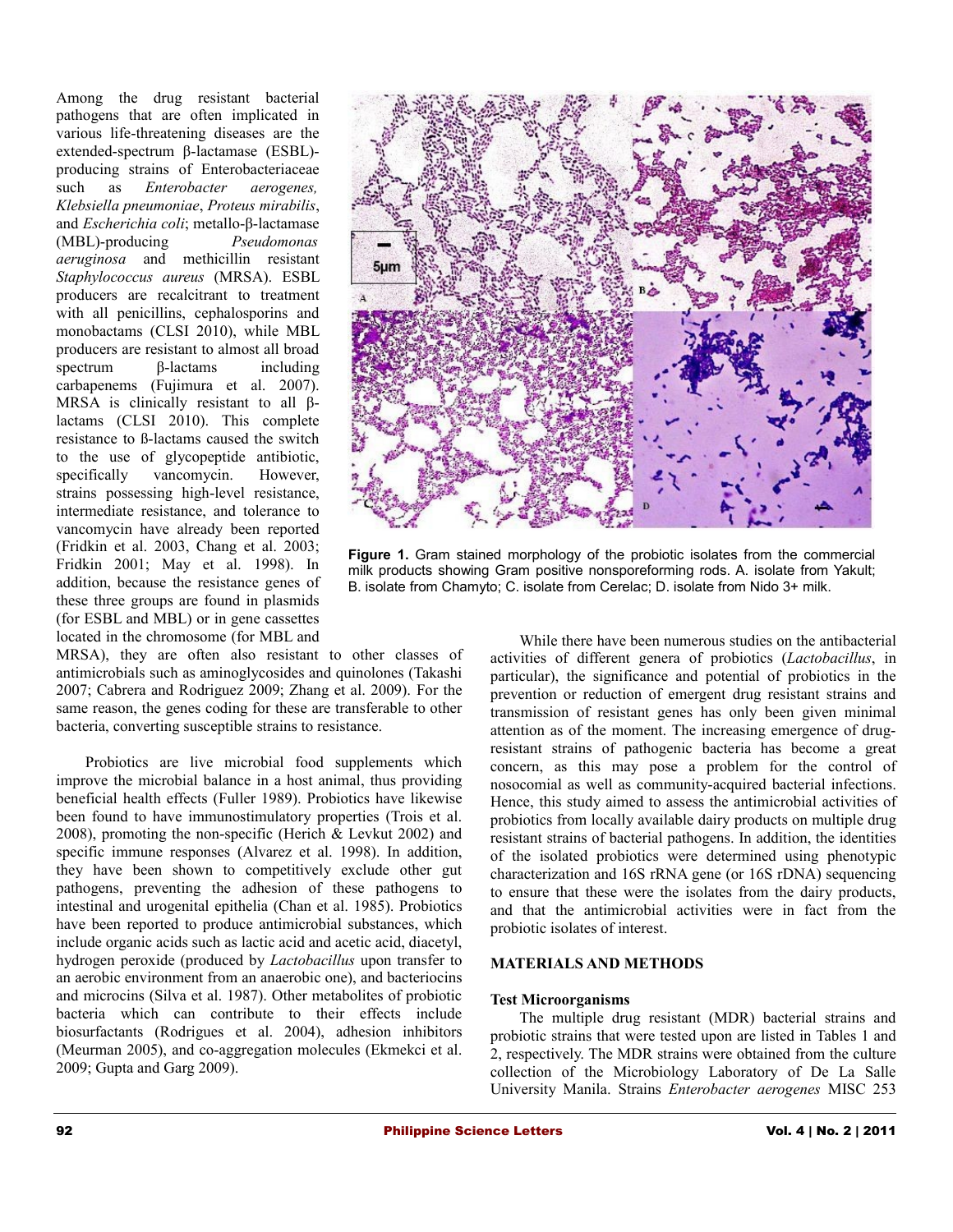Among the drug resistant bacterial pathogens that are often implicated in various life-threatening diseases are the extended-spectrum β-lactamase (ESBL)-producing strains of Enterobacteriaceae such as *Enterobacter aerogenes, Klebsiella pneumoniae*, *Proteus mirabilis*, and *Escherichia coli*; metallo-β-lactamase (MBL)-producing *Pseudomonas aeruginosa* and methicillin resistant *Staphylococcus aureus* (MRSA). ESBL producers are recalcitrant to treatment with all penicillins, cephalosporins and monobactams (CLSI 2010), while MBL producers are resistant to almost all broad spectrum β-lactams including carbapenems (Fujimura et al. 2007). MRSA is clinically resistant to all β-lactams (CLSI 2010). This complete resistance to ß-lactams caused the switch to the use of glycopeptide antibiotic, specifically vancomycin. However, strains possessing high-level resistance, intermediate resistance, and tolerance to vancomycin have already been reported (Fridkin et al. 2003, Chang et al. 2003; Fridkin 2001; May et al. 1998). In addition, because the resistance genes of these three groups are found in plasmids (for ESBL and MBL) or in gene cassettes located in the chromosome (for MBL and MRSA), they are often also resistant to other classes of antimicrobials such as aminoglycosides and quinolones (Takashi 2007; Cabrera and Rodriguez 2009; Zhang et al. 2009). For the same reason, the genes coding for these are transferable to other bacteria, converting susceptible strains to resistance.

Probiotics are live microbial food supplements which improve the microbial balance in a host animal, thus providing beneficial health effects (Fuller 1989). Probiotics have likewise been found to have immunostimulatory properties (Trois et al. 2008), promoting the non-specific (Herich & Levkut 2002) and specific immune responses (Alvarez et al. 1998). In addition, they have been shown to competitively exclude other gut pathogens, preventing the adhesion of these pathogens to intestinal and urogenital epithelia (Chan et al. 1985). Probiotics have been reported to produce antimicrobial substances, which include organic acids such as lactic acid and acetic acid, diacetyl, hydrogen peroxide (produced by *Lactobacillus* upon transfer to an aerobic environment from an anaerobic one), and bacteriocins and microcins (Silva et al. 1987). Other metabolites of probiotic bacteria which can contribute to their effects include biosurfactants (Rodrigues et al. 2004), adhesion inhibitors (Meurman 2005), and co-aggregation molecules (Ekmekci et al. 2009; Gupta and Garg 2009).

**Figure 1.** Gram stained morphology of the probiotic isolates from the commercial milk products showing Gram positive nonsporeforming rods. A. isolate from Yakult; B. isolate from Chamyto; C. isolate from Cerelac; D. isolate from Nido 3+ milk.

While there have been numerous studies on the antibacterial activities of different genera of probiotics (*Lactobacillus*, in particular), the significance and potential of probiotics in the prevention or reduction of emergent drug resistant strains and transmission of resistant genes has only been given minimal attention as of the moment. The increasing emergence of drug-resistant strains of pathogenic bacteria has become a great concern, as this may pose a problem for the control of nosocomial as well as community-acquired bacterial infections. Hence, this study aimed to assess the antimicrobial activities of probiotics from locally available dairy products on multiple drug resistant strains of bacterial pathogens. In addition, the identities of the isolated probiotics were determined using phenotypic characterization and 16S rRNA gene (or 16S rDNA) sequencing to ensure that these were the isolates from the dairy products, and that the antimicrobial activities were in fact from the probiotic isolates of interest.

## MATERIALS AND METHODS

### Test Microorganisms

The multiple drug resistant (MDR) bacterial strains and probiotic strains that were tested upon are listed in Tables 1 and 2, respectively. The MDR strains were obtained from the culture collection of the Microbiology Laboratory of De La Salle University Manila. Strains *Enterobacter aerogenes* MISC 253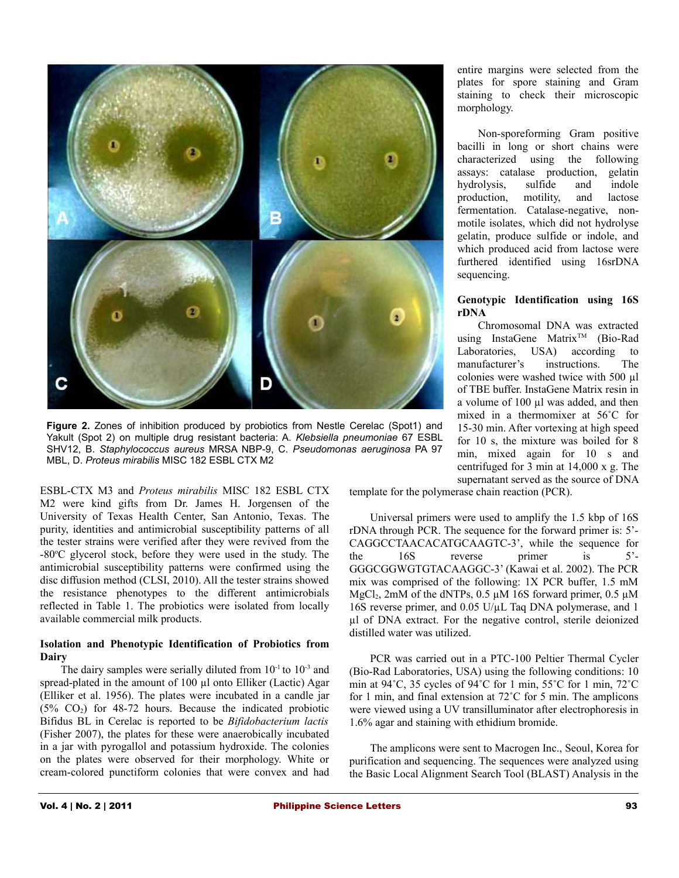Figure 2. Zones of inhibition produced by probiotics from Nestle Cerelac (Spot1) and Yakult (Spot 2) on multiple drug resistant bacteria: A. *Klebsiella pneumoniae* 67 ESBL SHV12, B. *Staphylococcus aureus* MRSA NBP-9, C. *Pseudomonas aeruginosa* PA 97 MBL, D. *Proteus mirabilis* MISC 182 ESBL CTX M2

ESBL-CTX M3 and *Proteus mirabilis* MISC 182 ESBL CTX M2 were kind gifts from Dr. James H. Jorgensen of the University of Texas Health Center, San Antonio, Texas. The purity, identities and antimicrobial susceptibility patterns of all the tester strains were verified after they were revived from the -80ºC glycerol stock, before they were used in the study. The antimicrobial susceptibility patterns were confirmed using the disc diffusion method (CLSI, 2010). All the tester strains showed the resistance phenotypes to the different antimicrobials reflected in Table 1. The probiotics were isolated from locally available commercial milk products.

**Isolation and Phenotypic Identification of Probiotics from Dairy**

The dairy samples were serially diluted from $10^{-1}$ to $10^{-3}$ and spread-plated in the amount of 100 µl onto Elliker (Lactic) Agar (Elliker et al. 1956). The plates were incubated in a candle jar (5% $CO_2$) for 48-72 hours. Because the indicated probiotic Bifidus BL in Cerelac is reported to be *Bifidobacterium lactis* (Fisher 2007), the plates for these were anaerobically incubated in a jar with pyrogallol and potassium hydroxide. The colonies on the plates were observed for their morphology. White or cream-colored punctiform colonies that were convex and had entire margins were selected from the plates for spore staining and Gram staining to check their microscopic morphology.

Non-sporeforming Gram positive bacilli in long or short chains were characterized using the following assays: catalase production, gelatin hydrolysis, sulfide and indole production, motility, and lactose fermentation. Catalase-negative, non-motile isolates, which did not hydrolyse gelatin, produce sulfide or indole, and which produced acid from lactose were furthered identified using 16srDNA sequencing.

**Genotypic Identification using 16S rDNA**

Chromosomal DNA was extracted using InstaGene Matrix™ (Bio-Rad Laboratories, USA) according to manufacturer's instructions. The colonies were washed twice with 500 µl of TBE buffer. InstaGene Matrix resin in a volume of 100 µl was added, and then mixed in a thermomixer at 56˚C for 15-30 min. After vortexing at high speed for 10 s, the mixture was boiled for 8 min, mixed again for 10 s and centrifuged for 3 min at 14,000 x g. The supernatant served as the source of DNA template for the polymerase chain reaction (PCR).

Universal primers were used to amplify the 1.5 kbp of 16S rDNA through PCR. The sequence for the forward primer is: 5'-CAGGCCTAACACATGCAAGTC-3', while the sequence for the 16S reverse primer is 5'-GGGCGGWGTGTACAAGGC-3' (Kawai et al. 2002). The PCR mix was comprised of the following: 1X PCR buffer, 1.5 mM $MgCl_2$, 2mM of the dNTPs, 0.5 µM 16S forward primer, 0.5 µM 16S reverse primer, and 0.05 U/µL Taq DNA polymerase, and 1 µl of DNA extract. For the negative control, sterile deionized distilled water was utilized.

PCR was carried out in a PTC-100 Peltier Thermal Cycler (Bio-Rad Laboratories, USA) using the following conditions: 10 min at 94˚C, 35 cycles of 94˚C for 1 min, 55˚C for 1 min, 72˚C for 1 min, and final extension at 72˚C for 5 min. The amplicons were viewed using a UV transilluminator after electrophoresis in 1.6% agar and staining with ethidium bromide.

The amplicons were sent to Macrogen Inc., Seoul, Korea for purification and sequencing. The sequences were analyzed using the Basic Local Alignment Search Tool (BLAST) Analysis in the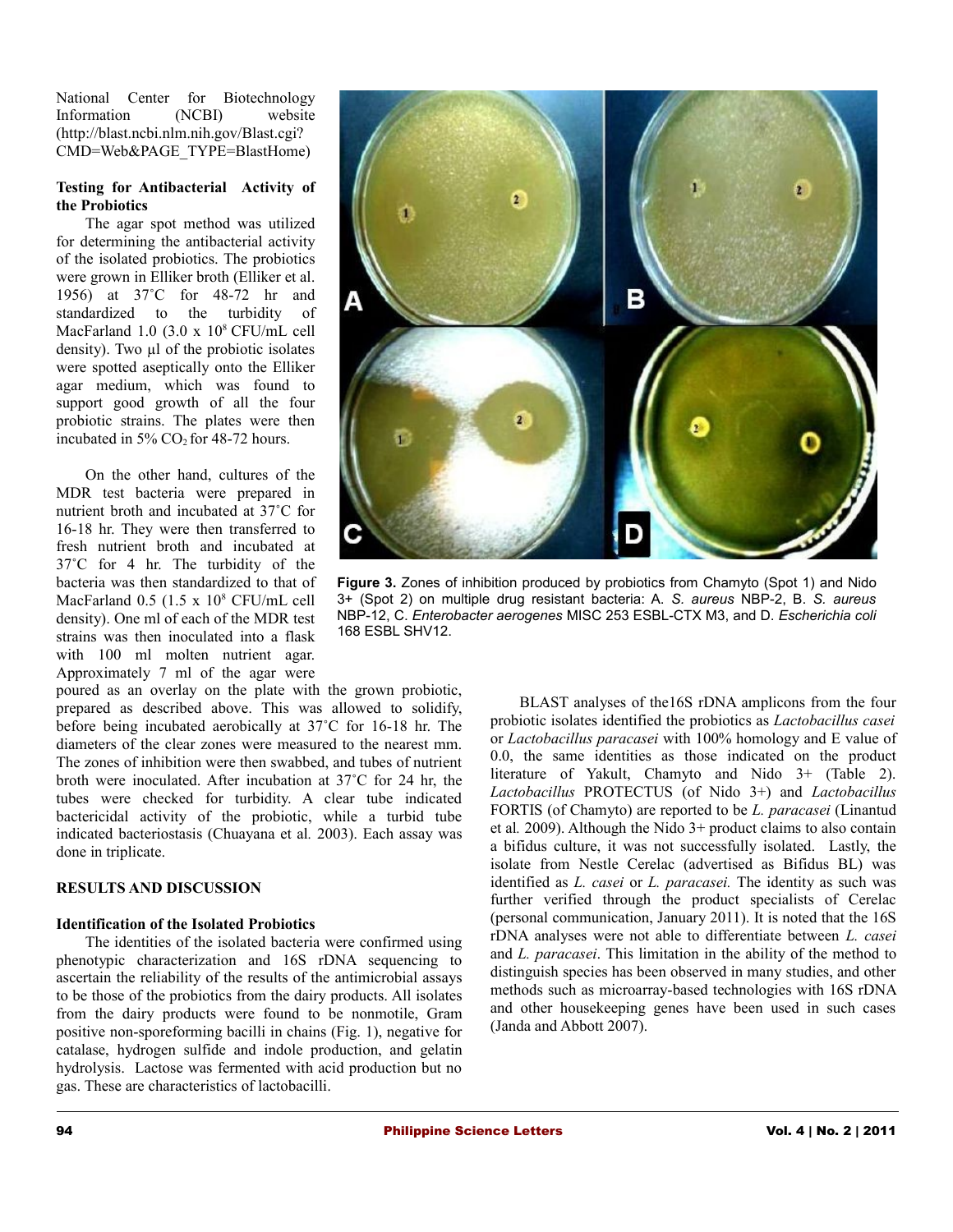National Center for Biotechnology Information (NCBI) website (http://blast.ncbi.nlm.nih.gov/Blast.cgi?CMD=Web&PAGE_TYPE=BlastHome)

**Testing for Antibacterial Activity of the Probiotics**

The agar spot method was utilized for determining the antibacterial activity of the isolated probiotics. The probiotics were grown in Elliker broth (Elliker et al. 1956) at 37˚C for 48-72 hr and standardized to the turbidity of MacFarland 1.0 ($3.0 \times 10^8$ CFU/mL cell density). Two µl of the probiotic isolates were spotted aseptically onto the Elliker agar medium, which was found to support good growth of all the four probiotic strains. The plates were then incubated in 5% $CO_2$ for 48-72 hours.

On the other hand, cultures of the MDR test bacteria were prepared in nutrient broth and incubated at 37˚C for 16-18 hr. They were then transferred to fresh nutrient broth and incubated at 37˚C for 4 hr. The turbidity of the bacteria was then standardized to that of MacFarland 0.5 ($1.5 \times 10^8$ CFU/mL cell density). One ml of each of the MDR test strains was then inoculated into a flask with 100 ml molten nutrient agar. Approximately 7 ml of the agar were poured as an overlay on the plate with the grown probiotic, prepared as described above. This was allowed to solidify, before being incubated aerobically at 37˚C for 16-18 hr. The diameters of the clear zones were measured to the nearest mm. The zones of inhibition were then swabbed, and tubes of nutrient broth were inoculated. After incubation at 37˚C for 24 hr, the tubes were checked for turbidity. A clear tube indicated bactericidal activity of the probiotic, while a turbid tube indicated bacteriostasis (Chuayana et al*.* 2003). Each assay was done in triplicate.

**Figure 3.** Zones of inhibition produced by probiotics from Chamyto (Spot 1) and Nido 3+ (Spot 2) on multiple drug resistant bacteria: A. *S. aureus* NBP-2, B. *S. aureus* NBP-12, C. *Enterobacter aerogenes* MISC 253 ESBL-CTX M3, and D. *Escherichia coli* 168 ESBL SHV12.

## RESULTS AND DISCUSSION

**Identification of the Isolated Probiotics**

The identities of the isolated bacteria were confirmed using phenotypic characterization and 16S rDNA sequencing to ascertain the reliability of the results of the antimicrobial assays to be those of the probiotics from the dairy products. All isolates from the dairy products were found to be nonmotile, Gram positive non-sporeforming bacilli in chains (Fig. 1), negative for catalase, hydrogen sulfide and indole production, and gelatin hydrolysis. Lactose was fermented with acid production but no gas. These are characteristics of lactobacilli.

BLAST analyses of the16S rDNA amplicons from the four probiotic isolates identified the probiotics as *Lactobacillus casei* or *Lactobacillus paracasei* with 100% homology and E value of 0.0, the same identities as those indicated on the product literature of Yakult, Chamyto and Nido 3+ (Table 2). *Lactobacillus* PROTECTUS (of Nido 3+) and *Lactobacillus* FORTIS (of Chamyto) are reported to be *L. paracasei* (Linantud et al*.* 2009). Although the Nido 3+ product claims to also contain a bifidus culture, it was not successfully isolated. Lastly, the isolate from Nestle Cerelac (advertised as Bifidus BL) was identified as *L. casei* or *L. paracasei.* The identity as such was further verified through the product specialists of Cerelac (personal communication, January 2011). It is noted that the 16S rDNA analyses were not able to differentiate between *L. casei* and *L. paracasei*. This limitation in the ability of the method to distinguish species has been observed in many studies, and other methods such as microarray-based technologies with 16S rDNA and other housekeeping genes have been used in such cases (Janda and Abbott 2007).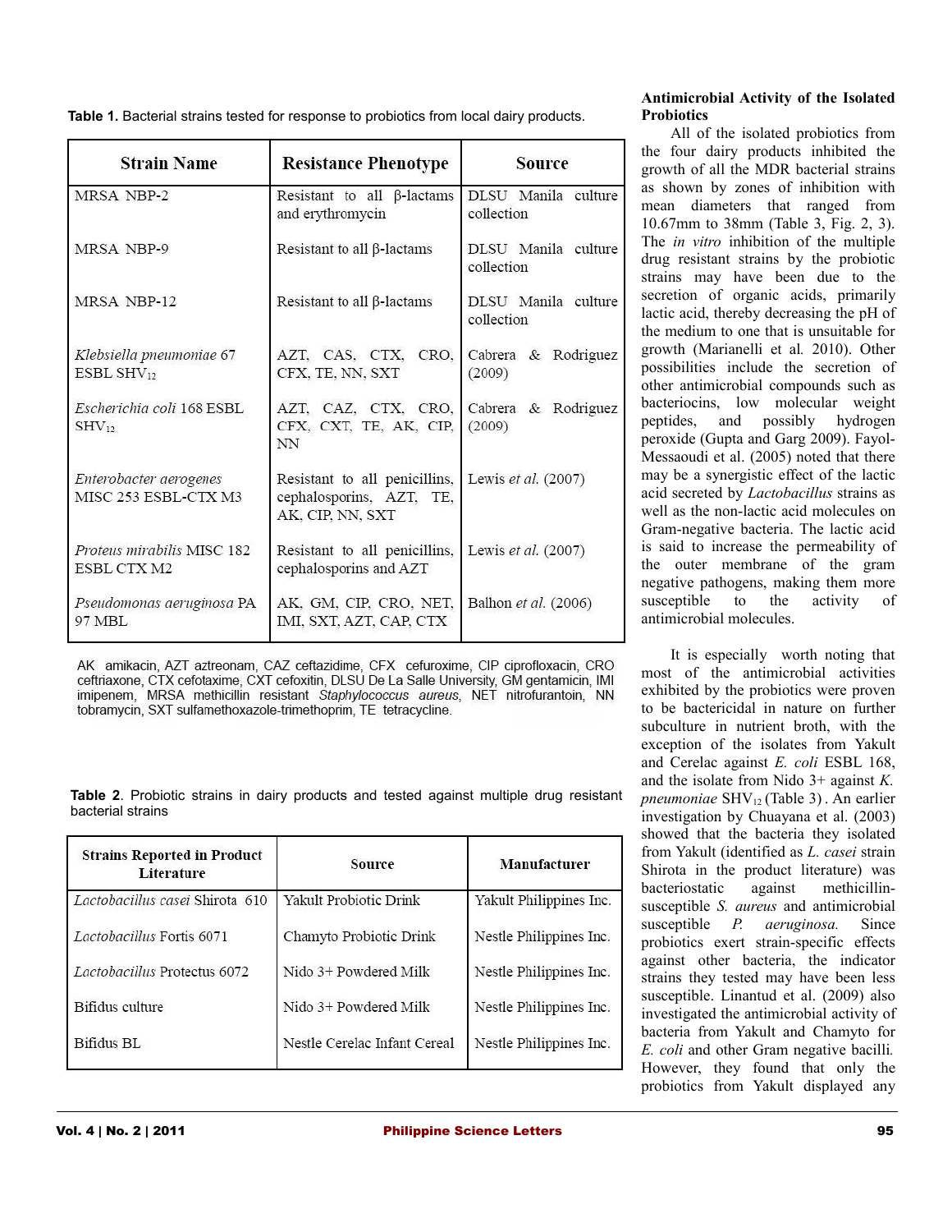**Table 1.** Bacterial strains tested for response to probiotics from local dairy products.

| Strain Name | Resistance Phenotype | Source |
|---|---|---|
| MRSA NBP-2 | Resistant to all β-lactams and erythromycin | DLSU Manila culture collection |
| MRSA NBP-9 | Resistant to all β-lactams | DLSU Manila culture collection |
| MRSA NBP-12 | Resistant to all β-lactams | DLSU Manila culture collection |
| *Klebsiella pneumoniae* 67 ESBL $SHV_{12}$ | AZT, CAS, CTX, CRO, CFX, TE, NN, SXT | Cabrera & Rodriguez (2009) |
| *Escherichia coli* 168 ESBL $SHV_{12}$ | AZT, CAZ, CTX, CRO, CFX, CXT, TE, AK, CIP, NN | Cabrera & Rodriguez (2009) |
| *Enterobacter aerogenes* MISC 253 ESBL-CTX M3 | Resistant to all penicillins, cephalosporins, AZT, TE, AK, CIP, NN, SXT | Lewis *et al.* (2007) |
| *Proteus mirabilis* MISC 182 ESBL CTX M2 | Resistant to all penicillins, cephalosporins and AZT | Lewis *et al.* (2007) |
| *Pseudomonas aeruginosa* PA 97 MBL | AK, GM, CIP, CRO, NET, IMI, SXT, AZT, CAP, CTX | Balhon *et al.* (2006) |

AK amikacin, AZT aztreonam, CAZ ceftazidime, CFX cefuroxime, CIP ciprofloxacin, CRO ceftriaxone, CTX cefotaxime, CXT cefoxitin, DLSU De La Salle University, GM gentamicin, IMI imipenem, MRSA methicillin resistant *Staphylococcus aureus*, NET nitrofurantoin, NN tobramycin, SXT sulfamethoxazole-trimethoprim, TE tetracycline.

**Table 2**. Probiotic strains in dairy products and tested against multiple drug resistant bacterial strains

| Strains Reported in Product Literature | Source | Manufacturer |
|---|---|---|
| *Lactobacillus casei* Shirota 610 | Yakult Probiotic Drink | Yakult Philippines Inc. |
| *Lactobacillus* Fortis 6071 | Chamyto Probiotic Drink | Nestle Philippines Inc. |
| *Lactobacillus* Protectus 6072 | Nido 3+ Powdered Milk | Nestle Philippines Inc. |
| Bifidus culture | Nido 3+ Powdered Milk | Nestle Philippines Inc. |
| Bifidus BL | Nestle Cerelac Infant Cereal | Nestle Philippines Inc. |

### Antimicrobial Activity of the Isolated Probiotics

All of the isolated probiotics from the four dairy products inhibited the growth of all the MDR bacterial strains as shown by zones of inhibition with mean diameters that ranged from 10.67mm to 38mm (Table 3, Fig. 2, 3). The *in vitro* inhibition of the multiple drug resistant strains by the probiotic strains may have been due to the secretion of organic acids, primarily lactic acid, thereby decreasing the pH of the medium to one that is unsuitable for growth (Marianelli et al. 2010). Other possibilities include the secretion of other antimicrobial compounds such as bacteriocins, low molecular weight peptides, and possibly hydrogen peroxide (Gupta and Garg 2009). Fayol-Messaoudi et al. (2005) noted that there may be a synergistic effect of the lactic acid secreted by *Lactobacillus* strains as well as the non-lactic acid molecules on Gram-negative bacteria. The lactic acid is said to increase the permeability of the outer membrane of the gram negative pathogens, making them more susceptible to the activity of antimicrobial molecules.

It is especially worth noting that most of the antimicrobial activities exhibited by the probiotics were proven to be bactericidal in nature on further subculture in nutrient broth, with the exception of the isolates from Yakult and Cerelac against *E. coli* ESBL 168, and the isolate from Nido 3+ against *K. pneumoniae* $SHV_{12}$ (Table 3) . An earlier investigation by Chuayana et al. (2003) showed that the bacteria they isolated from Yakult (identified as *L. casei* strain Shirota in the product literature) was bacteriostatic against methicillin-susceptible *S. aureus* and antimicrobial susceptible *P. aeruginosa.* Since probiotics exert strain-specific effects against other bacteria, the indicator strains they tested may have been less susceptible. Linantud et al. (2009) also investigated the antimicrobial activity of bacteria from Yakult and Chamyto for *E. coli* and other Gram negative bacilli. However, they found that only the probiotics from Yakult displayed any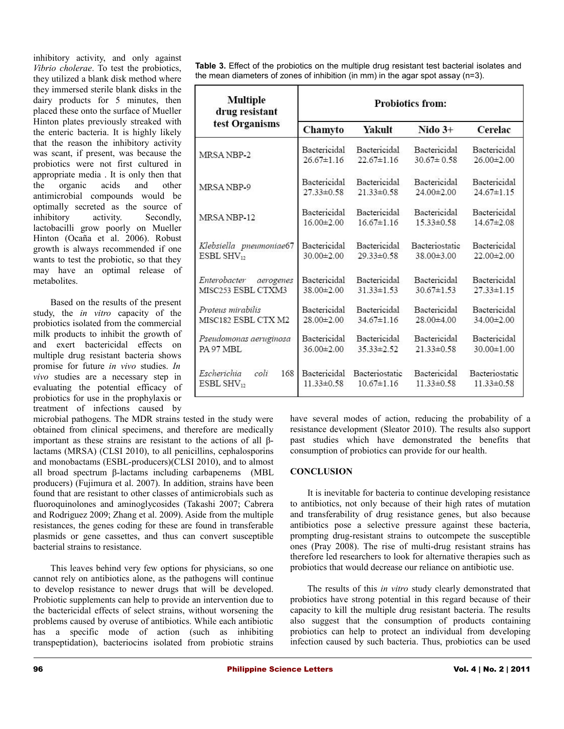inhibitory activity, and only against *Vibrio cholerae*. To test the probiotics, they utilized a blank disk method where they immersed sterile blank disks in the dairy products for 5 minutes, then placed these onto the surface of Mueller Hinton plates previously streaked with the enteric bacteria. It is highly likely that the reason the inhibitory activity was scant, if present, was because the probiotics were not first cultured in appropriate media . It is only then that the organic acids and other antimicrobial compounds would be optimally secreted as the source of inhibitory activity. Secondly, lactobacilli grow poorly on Mueller Hinton (Ocaña et al. 2006). Robust growth is always recommended if one wants to test the probiotic, so that they may have an optimal release of metabolites.

**Table 3.** Effect of the probiotics on the multiple drug resistant test bacterial isolates and the mean diameters of zones of inhibition (in mm) in the agar spot assay (n=3).

| Multiple drug resistant test Organisms | Probiotics from: | | | |
|---|---|---|---|---|
| | Chamyto | Yakult | Nido 3+ | Cerelac |
| MRSA NBP-2 | Bactericidal 26.67±1.16 | Bactericidal 22.67±1.16 | Bactericidal 30.67± 0.58 | Bactericidal 26.00±2.00 |
| MRSA NBP-9 | Bactericidal 27.33±0.58 | Bactericidal 21.33±0.58 | Bactericidal 24.00±2.00 | Bactericidal 24.67±1.15 |
| MRSA NBP-12 | Bactericidal 16.00±2.00 | Bactericidal 16.67±1.16 | Bactericidal 15.33±0.58 | Bactericidal 14.67±2.08 |
| *Klebsiella pneumoniae*67 ESBL $SHV_{12}$ | Bactericidal 30.00±2.00 | Bactericidal 29.33±0.58 | Bacteriostatic 38.00±3.00 | Bactericidal 22.00±2.00 |
| *Enterobacter aerogenes* MISC253 ESBL CTXM3 | Bactericidal 38.00±2.00 | Bactericidal 31.33±1.53 | Bactericidal 30.67±1.53 | Bactericidal 27.33±1.15 |
| *Proteus mirabilis* MISC182 ESBL CTX M2 | Bactericidal 28.00±2.00 | Bactericidal 34.67±1.16 | Bactericidal 28.00±4.00 | Bactericidal 34.00±2.00 |
| *Pseudomonas aeruginosa* PA 97 MBL | Bactericidal 36.00±2.00 | Bactericidal 35.33±2.52 | Bactericidal 21.33±0.58 | Bactericidal 30.00±1.00 |
| *Escherichia coli* 168 ESBL $SHV_{12}$ | Bactericidal 11.33±0.58 | Bacteriostatic 10.67±1.16 | Bactericidal 11.33±0.58 | Bacteriostatic 11.33±0.58 |

Based on the results of the present study, the *in vitro* capacity of the probiotics isolated from the commercial milk products to inhibit the growth of and exert bactericidal effects on multiple drug resistant bacteria shows promise for future *in vivo* studies. *In vivo* studies are a necessary step in evaluating the potential efficacy of probiotics for use in the prophylaxis or treatment of infections caused by microbial pathogens. The MDR strains tested in the study were obtained from clinical specimens, and therefore are medically important as these strains are resistant to the actions of all β-lactams (MRSA) (CLSI 2010), to all penicillins, cephalosporins and monobactams (ESBL-producers)(CLSI 2010), and to almost all broad spectrum β-lactams including carbapenems (MBL producers) (Fujimura et al. 2007). In addition, strains have been found that are resistant to other classes of antimicrobials such as fluoroquinolones and aminoglycosides (Takashi 2007; Cabrera and Rodriguez 2009; Zhang et al. 2009). Aside from the multiple resistances, the genes coding for these are found in transferable plasmids or gene cassettes, and thus can convert susceptible bacterial strains to resistance.

This leaves behind very few options for physicians, so one cannot rely on antibiotics alone, as the pathogens will continue to develop resistance to newer drugs that will be developed. Probiotic supplements can help to provide an intervention due to the bactericidal effects of select strains, without worsening the problems caused by overuse of antibiotics. While each antibiotic has a specific mode of action (such as inhibiting transpeptidation), bacteriocins isolated from probiotic strains have several modes of action, reducing the probability of a resistance development (Sleator 2010). The results also support past studies which have demonstrated the benefits that consumption of probiotics can provide for our health.

## CONCLUSION

It is inevitable for bacteria to continue developing resistance to antibiotics, not only because of their high rates of mutation and transferability of drug resistance genes, but also because antibiotics pose a selective pressure against these bacteria, prompting drug-resistant strains to outcompete the susceptible ones (Pray 2008). The rise of multi-drug resistant strains has therefore led researchers to look for alternative therapies such as probiotics that would decrease our reliance on antibiotic use.

The results of this *in vitro* study clearly demonstrated that probiotics have strong potential in this regard because of their capacity to kill the multiple drug resistant bacteria. The results also suggest that the consumption of products containing probiotics can help to protect an individual from developing infection caused by such bacteria. Thus, probiotics can be used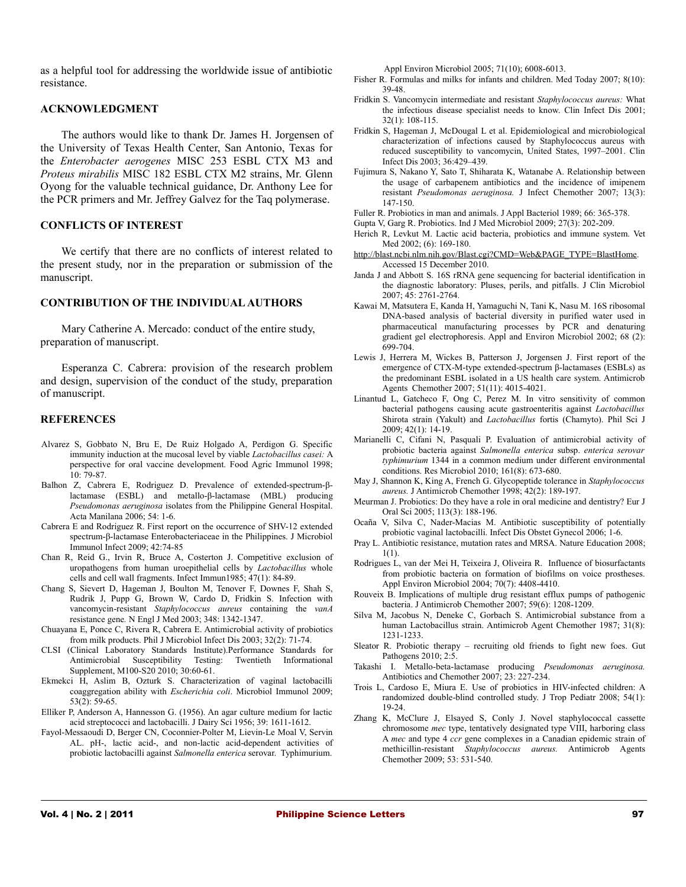as a helpful tool for addressing the worldwide issue of antibiotic resistance.

## ACKNOWLEDGMENT

The authors would like to thank Dr. James H. Jorgensen of the University of Texas Health Center, San Antonio, Texas for the *Enterobacter aerogenes* MISC 253 ESBL CTX M3 and *Proteus mirabilis* MISC 182 ESBL CTX M2 strains, Mr. Glenn Oyong for the valuable technical guidance, Dr. Anthony Lee for the PCR primers and Mr. Jeffrey Galvez for the Taq polymerase.

## CONFLICTS OF INTEREST

We certify that there are no conflicts of interest related to the present study, nor in the preparation or submission of the manuscript.

## CONTRIBUTION OF THE INDIVIDUAL AUTHORS

Mary Catherine A. Mercado: conduct of the entire study, preparation of manuscript.

Esperanza C. Cabrera: provision of the research problem and design, supervision of the conduct of the study, preparation of manuscript.

## REFERENCES

Alvarez S, Gobbato N, Bru E, De Ruiz Holgado A, Perdigon G. Specific immunity induction at the mucosal level by viable *Lactobacillus casei:* A perspective for oral vaccine development. Food Agric Immunol 1998; 10: 79-87.

Balhon Z, Cabrera E, Rodriguez D. Prevalence of extended-spectrum-β-lactamase (ESBL) and metallo-β-lactamase (MBL) producing *Pseudomonas aeruginosa* isolates from the Philippine General Hospital. Acta Manilana 2006; 54: 1-6.

Cabrera E and Rodriguez R. First report on the occurrence of SHV-12 extended spectrum-β-lactamase Enterobacteriaceae in the Philippines. J Microbiol Immunol Infect 2009; 42:74-85

Chan R, Reid G., Irvin R, Bruce A, Costerton J. Competitive exclusion of uropathogens from human uroepithelial cells by *Lactobacillus* whole cells and cell wall fragments. Infect Immun1985; 47(1): 84-89.

Chang S, Sievert D, Hageman J, Boulton M, Tenover F, Downes F, Shah S, Rudrik J, Pupp G, Brown W, Cardo D, Fridkin S. Infection with vancomycin-resistant *Staphylococcus aureus* containing the *vanA* resistance gene*.* N Engl J Med 2003; 348: 1342-1347.

Chuayana E, Ponce C, Rivera R, Cabrera E. Antimicrobial activity of probiotics from milk products. Phil J Microbiol Infect Dis 2003; 32(2): 71-74.

CLSI (Clinical Laboratory Standards Institute).Performance Standards for Antimicrobial Susceptibility Testing: Twentieth Informational Supplement, M100-S20 2010; 30:60-61.

Ekmekci H, Aslim B, Ozturk S. Characterization of vaginal lactobacilli coaggregation ability with *Escherichia coli*. Microbiol Immunol 2009; 53(2): 59-65.

Elliker P, Anderson A, Hannesson G. (1956). An agar culture medium for lactic acid streptococci and lactobacilli. J Dairy Sci 1956; 39: 1611-1612.

Fayol-Messaoudi D, Berger CN, Coconnier-Polter M, Lievin-Le Moal V, Servin AL. pH-, lactic acid-, and non-lactic acid-dependent activities of probiotic lactobacilli against *Salmonella enterica* serovar. Typhimurium. Appl Environ Microbiol 2005; 71(10); 6008-6013.

Fisher R. Formulas and milks for infants and children. Med Today 2007; 8(10): 39-48.

Fridkin S. Vancomycin intermediate and resistant *Staphylococcus aureus:* What the infectious disease specialist needs to know. Clin Infect Dis 2001; 32(1): 108-115.

Fridkin S, Hageman J, McDougal L et al. Epidemiological and microbiological characterization of infections caused by Staphylococcus aureus with reduced susceptibility to vancomycin, United States, 1997–2001. Clin Infect Dis 2003; 36:429–439.

Fujimura S, Nakano Y, Sato T, Shiharata K, Watanabe A. Relationship between the usage of carbapenem antibiotics and the incidence of imipenem resistant *Pseudomonas aeruginosa.* J Infect Chemother 2007; 13(3): 147-150.

Fuller R. Probiotics in man and animals. J Appl Bacteriol 1989; 66: 365-378.

Gupta V, Garg R. Probiotics. Ind J Med Microbiol 2009; 27(3): 202-209.

Herich R, Levkut M. Lactic acid bacteria, probiotics and immune system. Vet Med 2002; (6): 169-180.

http://blast.ncbi.nlm.nih.gov/Blast.cgi?CMD=Web&PAGE_TYPE=BlastHome. Accessed 15 December 2010.

Janda J and Abbott S. 16S rRNA gene sequencing for bacterial identification in the diagnostic laboratory: Pluses, perils, and pitfalls. J Clin Microbiol 2007; 45: 2761-2764.

Kawai M, Matsutera E, Kanda H, Yamaguchi N, Tani K, Nasu M. 16S ribosomal DNA-based analysis of bacterial diversity in purified water used in pharmaceutical manufacturing processes by PCR and denaturing gradient gel electrophoresis. Appl and Environ Microbiol 2002; 68 (2): 699-704.

Lewis J, Herrera M, Wickes B, Patterson J, Jorgensen J. First report of the emergence of CTX-M-type extended-spectrum β-lactamases (ESBLs) as the predominant ESBL isolated in a US health care system. Antimicrob Agents Chemother 2007; 51(11): 4015-4021.

Linantud L, Gatcheco F, Ong C, Perez M. In vitro sensitivity of common bacterial pathogens causing acute gastroenteritis against *Lactobacillus* Shirota strain (Yakult) and *Lactobacillus* fortis (Chamyto). Phil Sci J 2009; 42(1): 14-19.

Marianelli C, Cifani N, Pasquali P. Evaluation of antimicrobial activity of probiotic bacteria against *Salmonella enterica* subsp. *enterica serovar typhimurium* 1344 in a common medium under different environmental conditions. Res Microbiol 2010; 161(8): 673-680.

May J, Shannon K, King A, French G. Glycopeptide tolerance in *Staphylococcus aureus.* J Antimicrob Chemother 1998; 42(2): 189-197.

Meurman J. Probiotics: Do they have a role in oral medicine and dentistry? Eur J Oral Sci 2005; 113(3): 188-196.

Ocaña V, Silva C, Nader-Macias M. Antibiotic susceptibility of potentially probiotic vaginal lactobacilli. Infect Dis Obstet Gynecol 2006; 1-6.

Pray L. Antibiotic resistance, mutation rates and MRSA. Nature Education 2008; 1(1).

Rodrigues L, van der Mei H, Teixeira J, Oliveira R. Influence of biosurfactants from probiotic bacteria on formation of biofilms on voice prostheses. Appl Environ Microbiol 2004; 70(7): 4408-4410.

Rouveix B. Implications of multiple drug resistant efflux pumps of pathogenic bacteria. J Antimicrob Chemother 2007; 59(6): 1208-1209.

Silva M, Jacobus N, Deneke C, Gorbach S. Antimicrobial substance from a human Lactobacillus strain. Antimicrob Agent Chemother 1987; 31(8): 1231-1233.

Sleator R. Probiotic therapy – recruiting old friends to fight new foes. Gut Pathogens 2010; 2:5.

Takashi I. Metallo-beta-lactamase producing *Pseudomonas aeruginosa.* Antibiotics and Chemother 2007; 23: 227-234.

Trois L, Cardoso E, Miura E. Use of probiotics in HIV-infected children: A randomized double-blind controlled study. J Trop Pediatr 2008; 54(1): 19-24.

Zhang K, McClure J, Elsayed S, Conly J. Novel staphylococcal cassette chromosome *mec* type, tentatively designated type VIII, harboring class A *mec* and type 4 *ccr* gene complexes in a Canadian epidemic strain of methicillin-resistant *Staphylococcus aureus.* Antimicrob Agents Chemother 2009; 53: 531-540.